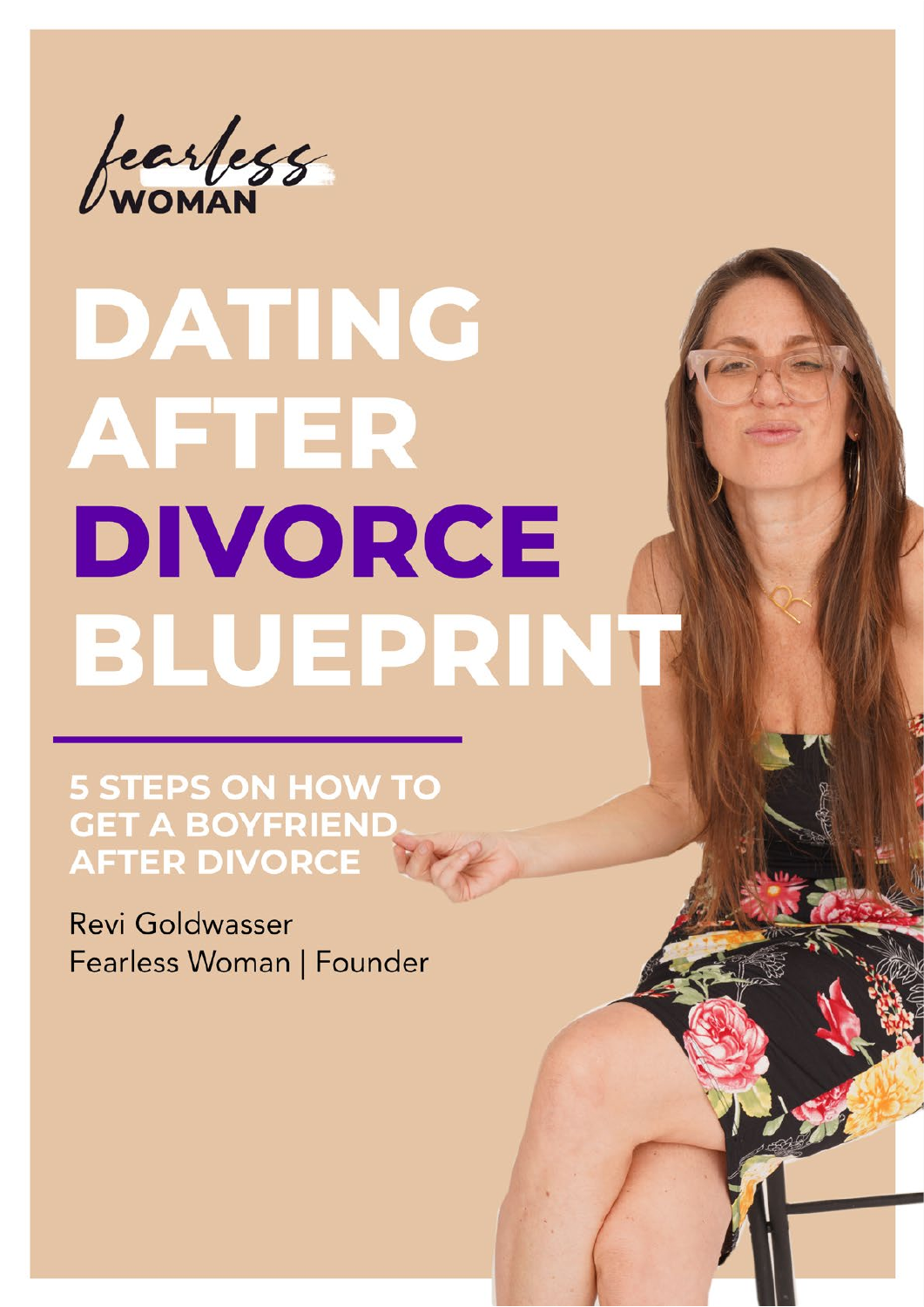fearless WOMAN

# DATING AFTER DIVORCE BLUEPRINT

## 5 STEPS ON HOW TO GET A BOYFRIEND AFTER DIVORCE

Revi Goldwasser
Fearless Woman | Founder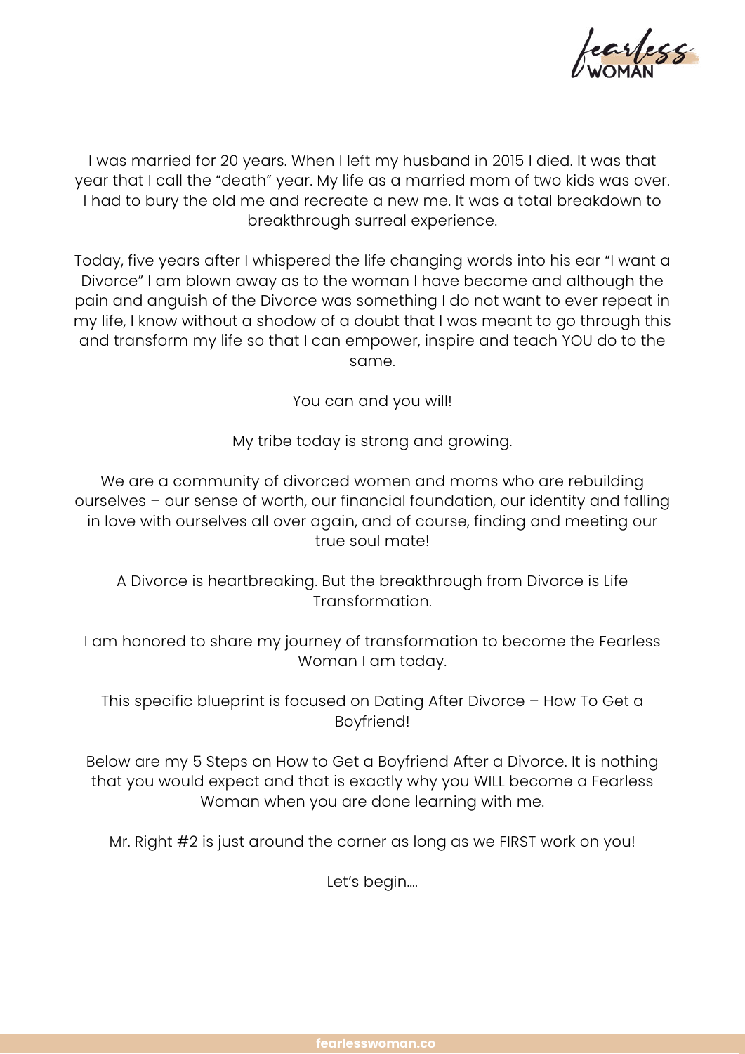I was married for 20 years. When I left my husband in 2015 I died. It was that year that I call the "death" year. My life as a married mom of two kids was over. I had to bury the old me and recreate a new me. It was a total breakdown to breakthrough surreal experience.

Today, five years after I whispered the life changing words into his ear "I want a Divorce" I am blown away as to the woman I have become and although the pain and anguish of the Divorce was something I do not want to ever repeat in my life, I know without a shodow of a doubt that I was meant to go through this and transform my life so that I can empower, inspire and teach YOU do to the same.

You can and you will!

My tribe today is strong and growing.

We are a community of divorced women and moms who are rebuilding ourselves – our sense of worth, our financial foundation, our identity and falling in love with ourselves all over again, and of course, finding and meeting our true soul mate!

A Divorce is heartbreaking. But the breakthrough from Divorce is Life Transformation.

I am honored to share my journey of transformation to become the Fearless Woman I am today.

This specific blueprint is focused on Dating After Divorce – How To Get a Boyfriend!

Below are my 5 Steps on How to Get a Boyfriend After a Divorce. It is nothing that you would expect and that is exactly why you WILL become a Fearless Woman when you are done learning with me.

Mr. Right #2 is just around the corner as long as we FIRST work on you!

Let's begin....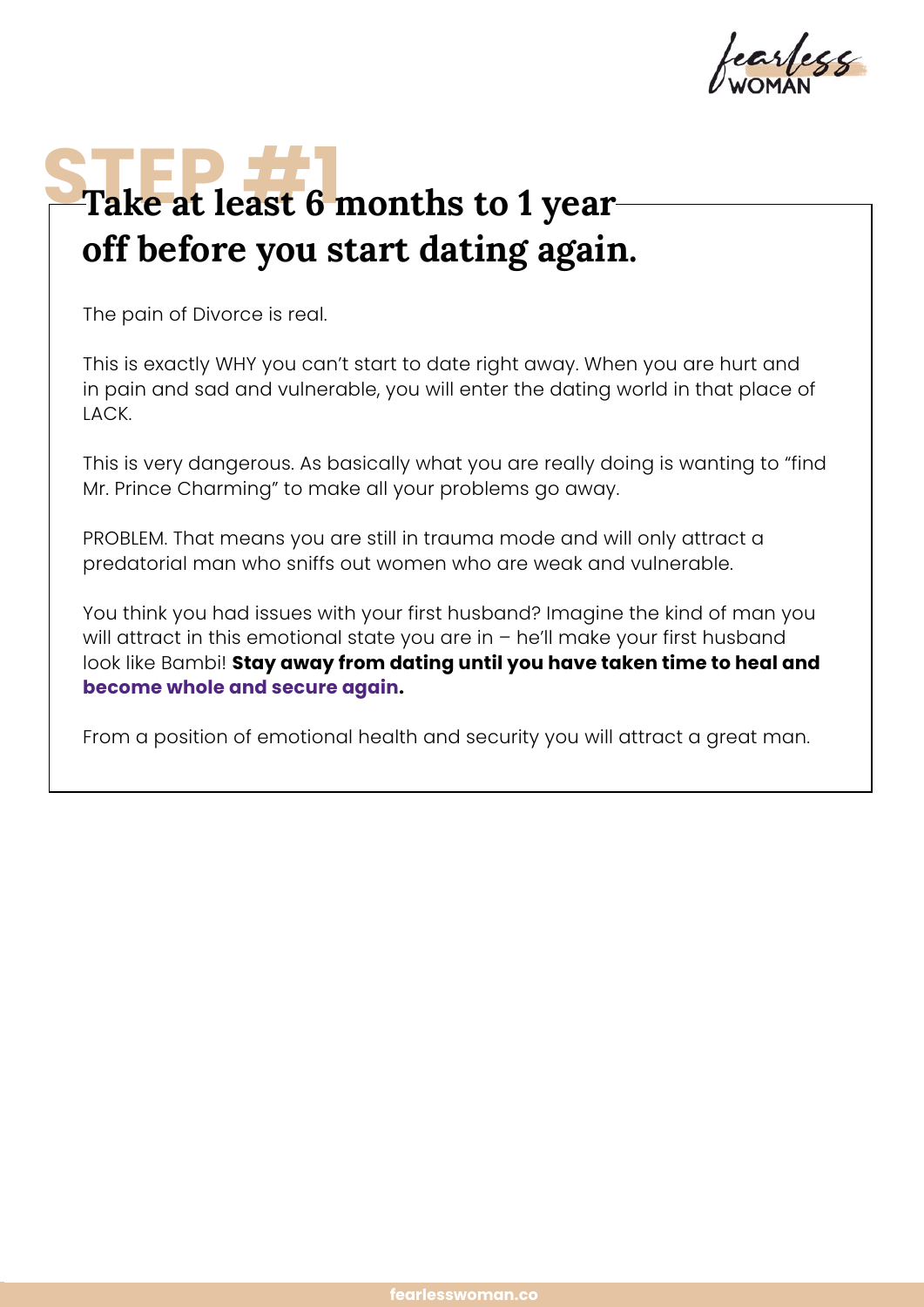# STEP #1

## Take at least 6 months to 1 year off before you start dating again.

The pain of Divorce is real.

This is exactly WHY you can't start to date right away. When you are hurt and in pain and sad and vulnerable, you will enter the dating world in that place of LACK.

This is very dangerous. As basically what you are really doing is wanting to "find Mr. Prince Charming" to make all your problems go away.

PROBLEM. That means you are still in trauma mode and will only attract a predatorial man who sniffs out women who are weak and vulnerable.

You think you had issues with your first husband? Imagine the kind of man you will attract in this emotional state you are in – he'll make your first husband look like Bambi! **Stay away from dating until you have taken time to heal and become whole and secure again.**

From a position of emotional health and security you will attract a great man.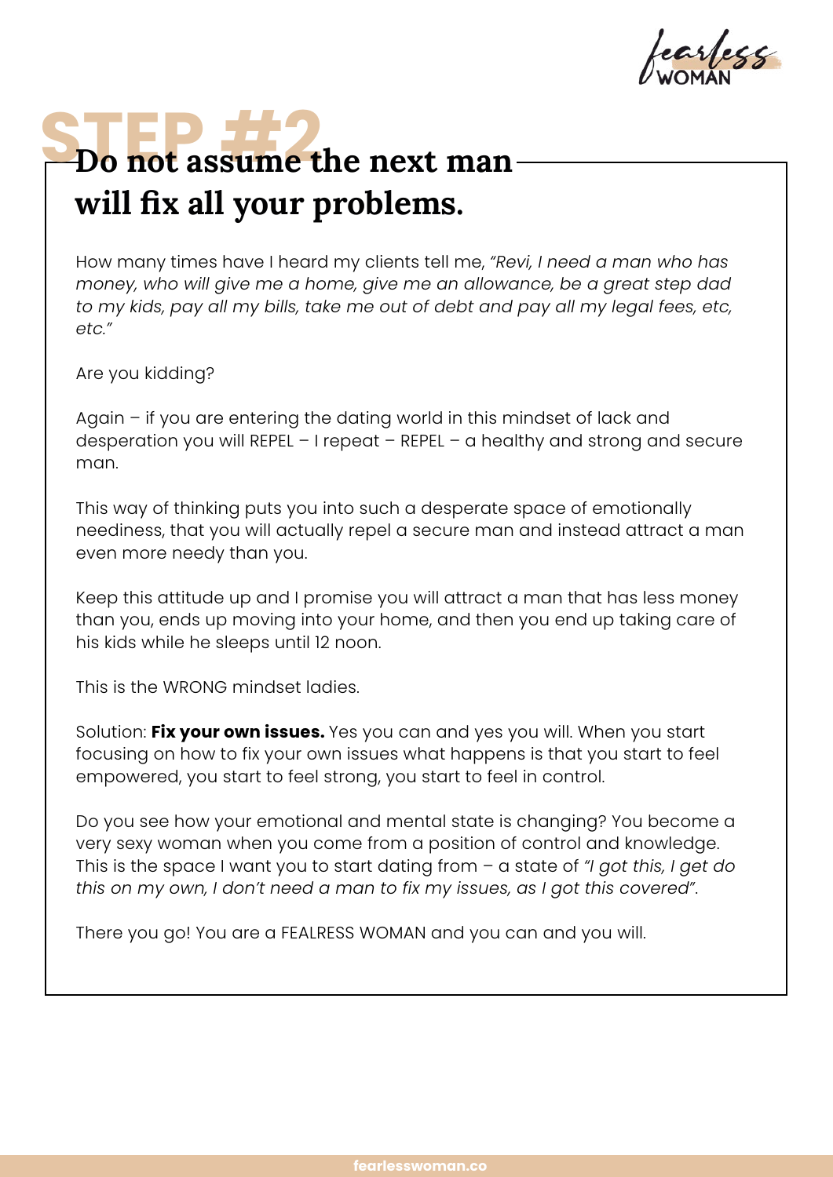# STEP #2 Do not assume the next man will fix all your problems.

How many times have I heard my clients tell me, *"Revi, I need a man who has money, who will give me a home, give me an allowance, be a great step dad to my kids, pay all my bills, take me out of debt and pay all my legal fees, etc, etc."*

Are you kidding?

Again – if you are entering the dating world in this mindset of lack and desperation you will REPEL – I repeat – REPEL – a healthy and strong and secure man.

This way of thinking puts you into such a desperate space of emotionally neediness, that you will actually repel a secure man and instead attract a man even more needy than you.

Keep this attitude up and I promise you will attract a man that has less money than you, ends up moving into your home, and then you end up taking care of his kids while he sleeps until 12 noon.

This is the WRONG mindset ladies.

Solution: **Fix your own issues.** Yes you can and yes you will. When you start focusing on how to fix your own issues what happens is that you start to feel empowered, you start to feel strong, you start to feel in control.

Do you see how your emotional and mental state is changing? You become a very sexy woman when you come from a position of control and knowledge. This is the space I want you to start dating from – a state of *"I got this, I get do this on my own, I don't need a man to fix my issues, as I got this covered"*.

There you go! You are a FEALRESS WOMAN and you can and you will.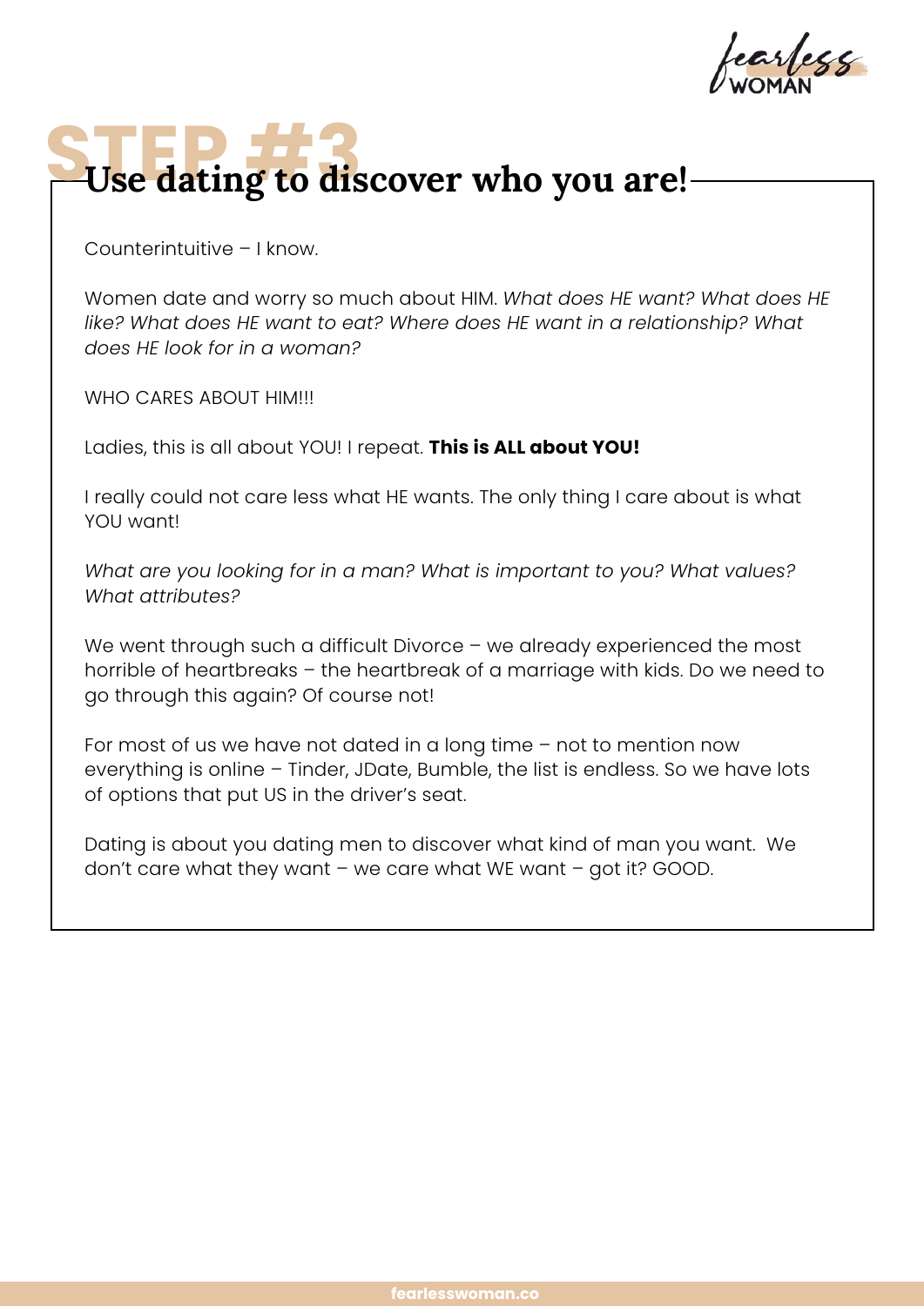# STEP #3

## Use dating to discover who you are!

Counterintuitive – I know.

Women date and worry so much about HIM. *What does HE want? What does HE like? What does HE want to eat? Where does HE want in a relationship? What does HE look for in a woman?*

WHO CARES ABOUT HIM!!!

Ladies, this is all about YOU! I repeat. **This is ALL about YOU!**

I really could not care less what HE wants. The only thing I care about is what YOU want!

*What are you looking for in a man? What is important to you? What values? What attributes?*

We went through such a difficult Divorce – we already experienced the most horrible of heartbreaks – the heartbreak of a marriage with kids. Do we need to go through this again? Of course not!

For most of us we have not dated in a long time – not to mention now everything is online – Tinder, JDate, Bumble, the list is endless. So we have lots of options that put US in the driver's seat.

Dating is about you dating men to discover what kind of man you want. We don't care what they want – we care what WE want – got it? GOOD.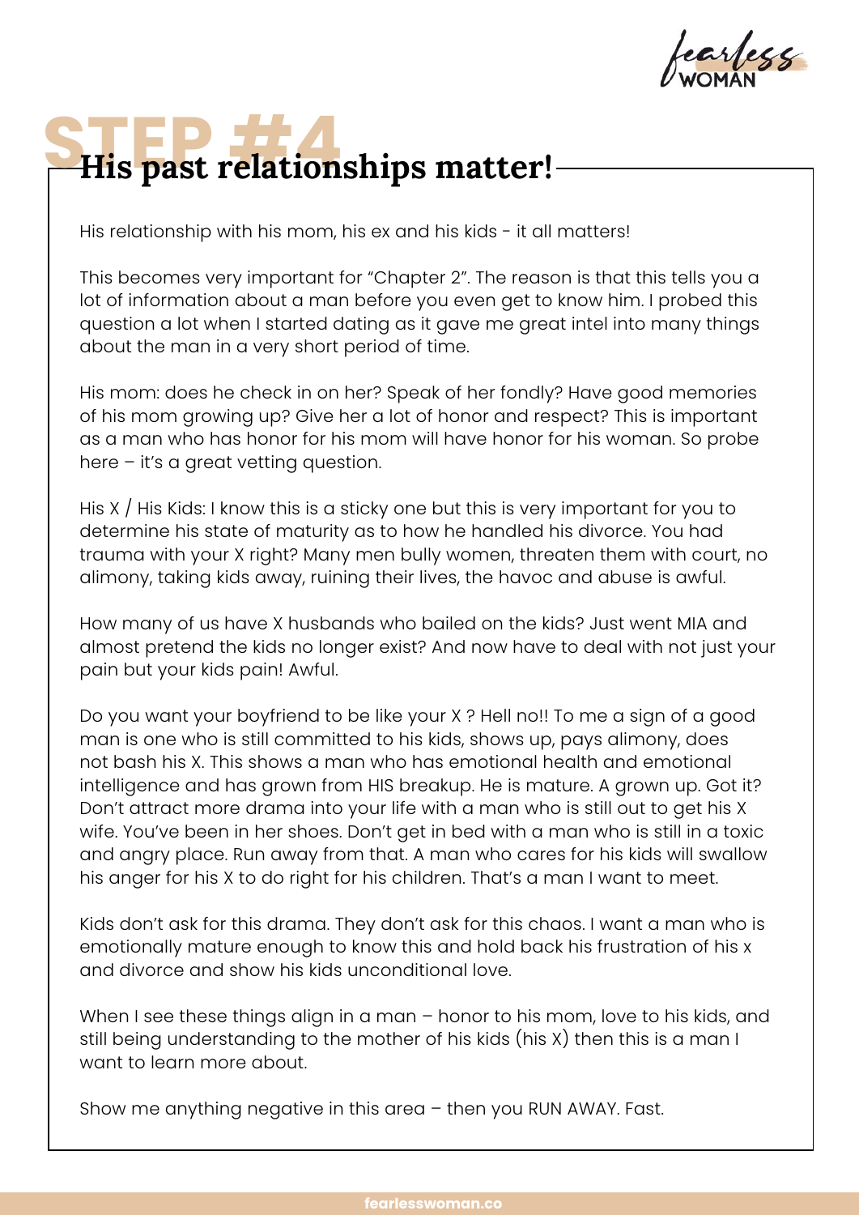# STEP #4 His past relationships matter!

His relationship with his mom, his ex and his kids - it all matters!

This becomes very important for "Chapter 2". The reason is that this tells you a lot of information about a man before you even get to know him. I probed this question a lot when I started dating as it gave me great intel into many things about the man in a very short period of time.

His mom: does he check in on her? Speak of her fondly? Have good memories of his mom growing up? Give her a lot of honor and respect? This is important as a man who has honor for his mom will have honor for his woman. So probe here – it's a great vetting question.

His X / His Kids: I know this is a sticky one but this is very important for you to determine his state of maturity as to how he handled his divorce. You had trauma with your X right? Many men bully women, threaten them with court, no alimony, taking kids away, ruining their lives, the havoc and abuse is awful.

How many of us have X husbands who bailed on the kids? Just went MIA and almost pretend the kids no longer exist? And now have to deal with not just your pain but your kids pain! Awful.

Do you want your boyfriend to be like your X ? Hell no!! To me a sign of a good man is one who is still committed to his kids, shows up, pays alimony, does not bash his X. This shows a man who has emotional health and emotional intelligence and has grown from HIS breakup. He is mature. A grown up. Got it? Don't attract more drama into your life with a man who is still out to get his X wife. You've been in her shoes. Don't get in bed with a man who is still in a toxic and angry place. Run away from that. A man who cares for his kids will swallow his anger for his X to do right for his children. That's a man I want to meet.

Kids don't ask for this drama. They don't ask for this chaos. I want a man who is emotionally mature enough to know this and hold back his frustration of his x and divorce and show his kids unconditional love.

When I see these things align in a man – honor to his mom, love to his kids, and still being understanding to the mother of his kids (his X) then this is a man I want to learn more about.

Show me anything negative in this area – then you RUN AWAY. Fast.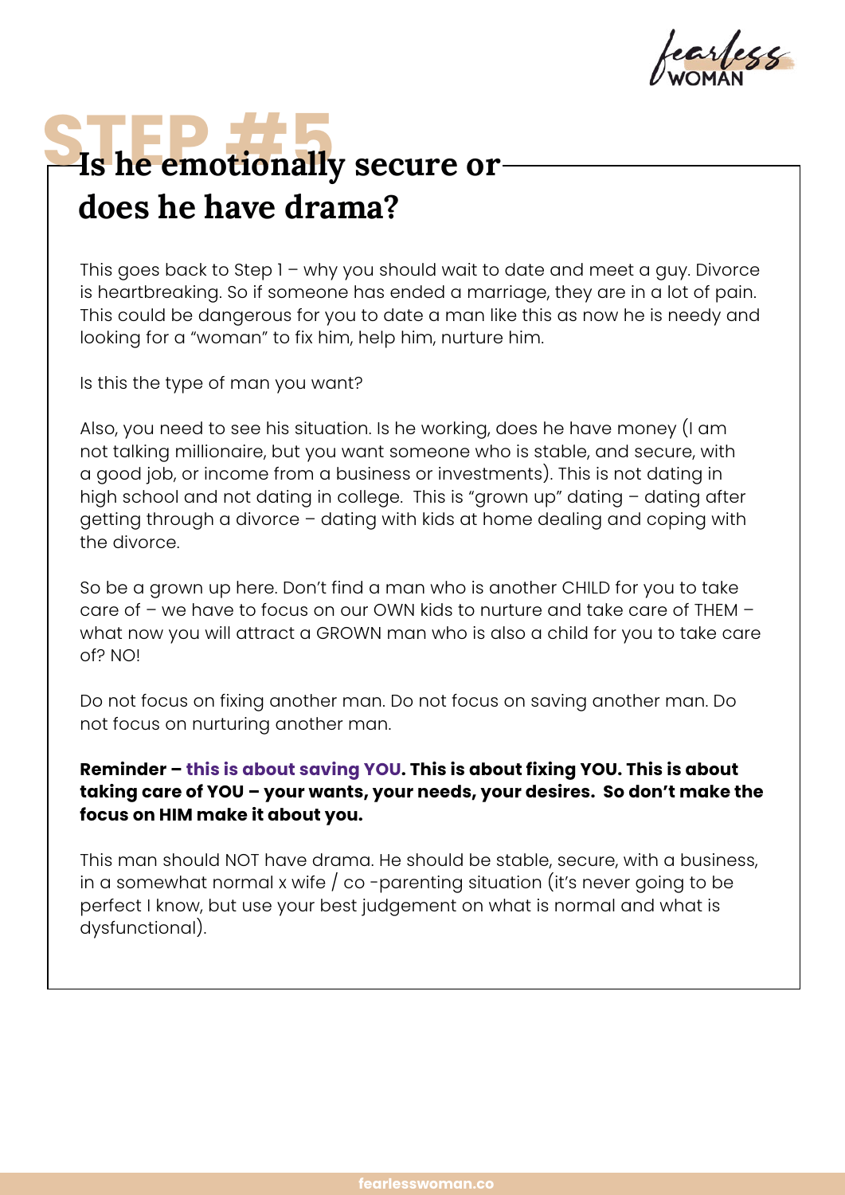# STEP #5

## Is he emotionally secure or does he have drama?

This goes back to Step 1 – why you should wait to date and meet a guy. Divorce is heartbreaking. So if someone has ended a marriage, they are in a lot of pain. This could be dangerous for you to date a man like this as now he is needy and looking for a "woman" to fix him, help him, nurture him.

Is this the type of man you want?

Also, you need to see his situation. Is he working, does he have money (I am not talking millionaire, but you want someone who is stable, and secure, with a good job, or income from a business or investments). This is not dating in high school and not dating in college. This is "grown up" dating – dating after getting through a divorce – dating with kids at home dealing and coping with the divorce.

So be a grown up here. Don't find a man who is another CHILD for you to take care of – we have to focus on our OWN kids to nurture and take care of THEM – what now you will attract a GROWN man who is also a child for you to take care of? NO!

Do not focus on fixing another man. Do not focus on saving another man. Do not focus on nurturing another man.

**Reminder – this is about saving YOU. This is about fixing YOU. This is about taking care of YOU – your wants, your needs, your desires. So don't make the focus on HIM make it about you.**

This man should NOT have drama. He should be stable, secure, with a business, in a somewhat normal x wife / co -parenting situation (it's never going to be perfect I know, but use your best judgement on what is normal and what is dysfunctional).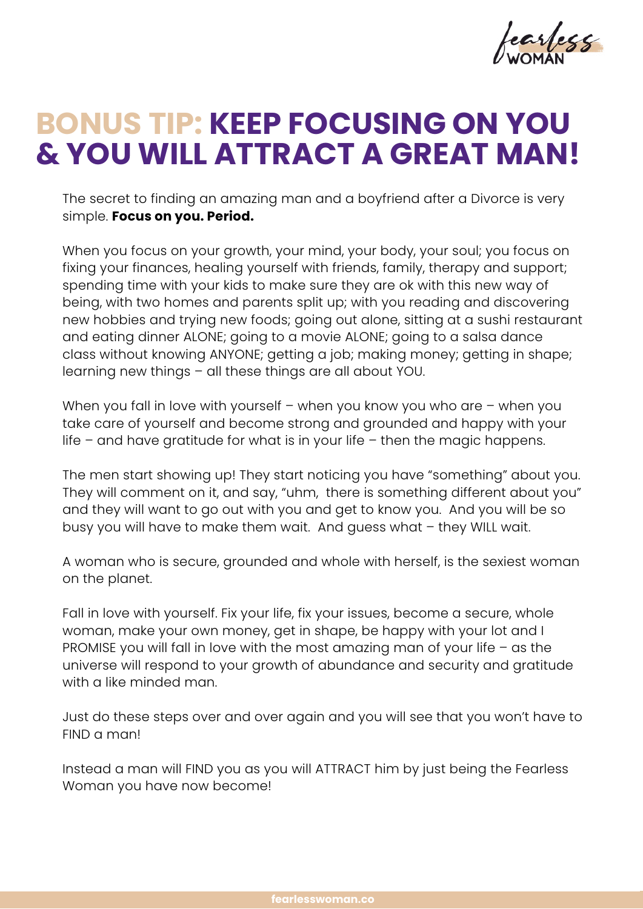# BONUS TIP: KEEP FOCUSING ON YOU & YOU WILL ATTRACT A GREAT MAN!

The secret to finding an amazing man and a boyfriend after a Divorce is very simple. **Focus on you. Period.**

When you focus on your growth, your mind, your body, your soul; you focus on fixing your finances, healing yourself with friends, family, therapy and support; spending time with your kids to make sure they are ok with this new way of being, with two homes and parents split up; with you reading and discovering new hobbies and trying new foods; going out alone, sitting at a sushi restaurant and eating dinner ALONE; going to a movie ALONE; going to a salsa dance class without knowing ANYONE; getting a job; making money; getting in shape; learning new things – all these things are all about YOU.

When you fall in love with yourself – when you know you who are – when you take care of yourself and become strong and grounded and happy with your life – and have gratitude for what is in your life – then the magic happens.

The men start showing up! They start noticing you have "something" about you. They will comment on it, and say, "uhm, there is something different about you" and they will want to go out with you and get to know you. And you will be so busy you will have to make them wait. And guess what – they WILL wait.

A woman who is secure, grounded and whole with herself, is the sexiest woman on the planet.

Fall in love with yourself. Fix your life, fix your issues, become a secure, whole woman, make your own money, get in shape, be happy with your lot and I PROMISE you will fall in love with the most amazing man of your life – as the universe will respond to your growth of abundance and security and gratitude with a like minded man.

Just do these steps over and over again and you will see that you won't have to FIND a man!

Instead a man will FIND you as you will ATTRACT him by just being the Fearless Woman you have now become!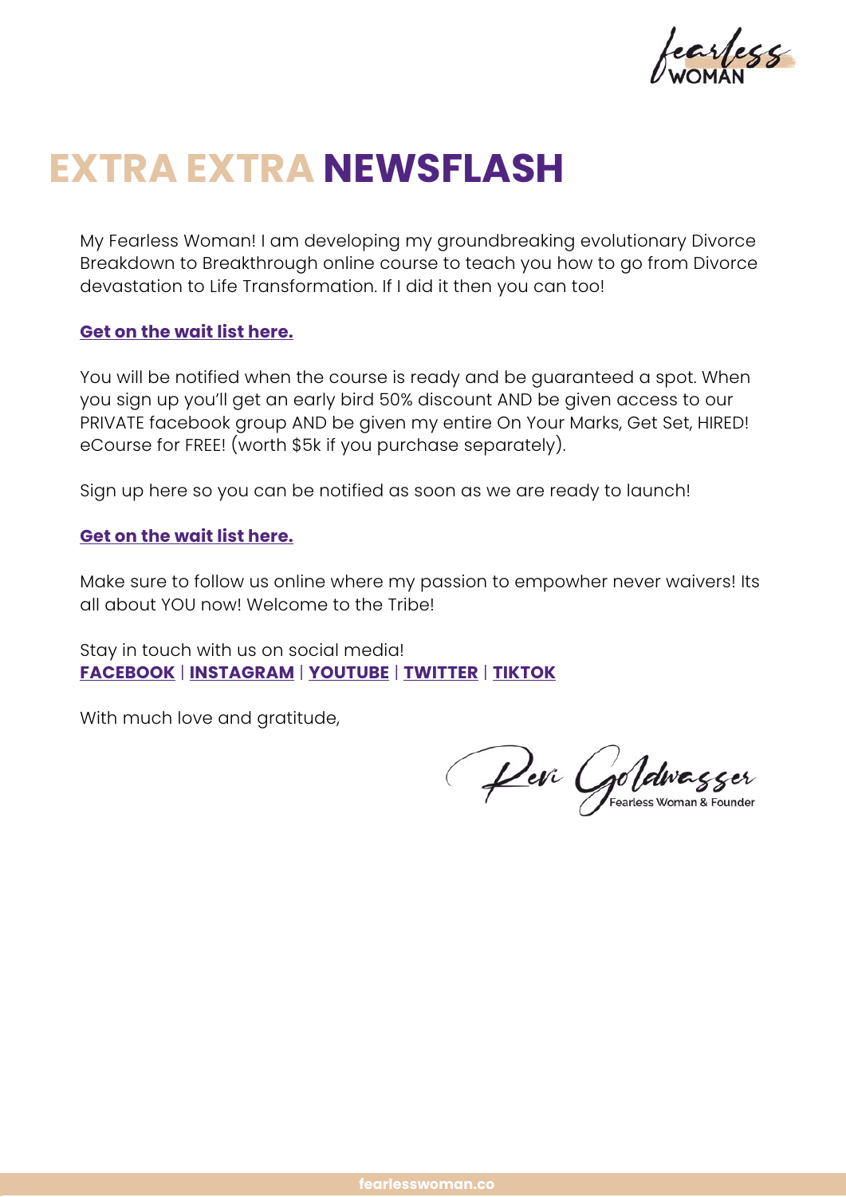# EXTRA EXTRA NEWSFLASH

My Fearless Woman! I am developing my groundbreaking evolutionary Divorce Breakdown to Breakthrough online course to teach you how to go from Divorce devastation to Life Transformation. If I did it then you can too!

**Get on the wait list here.**

You will be notified when the course is ready and be guaranteed a spot. When you sign up you'll get an early bird 50% discount AND be given access to our PRIVATE facebook group AND be given my entire On Your Marks, Get Set, HIRED! eCourse for FREE! (worth $5k if you purchase separately).

Sign up here so you can be notified as soon as we are ready to launch!

**Get on the wait list here.**

Make sure to follow us online where my passion to empowher never waivers! Its all about YOU now! Welcome to the Tribe!

Stay in touch with us on social media!
**FACEBOOK** | **INSTAGRAM** | **YOUTUBE** | **TWITTER** | **TIKTOK**

With much love and gratitude,

Revi Goldwasser
Fearless Woman & Founder